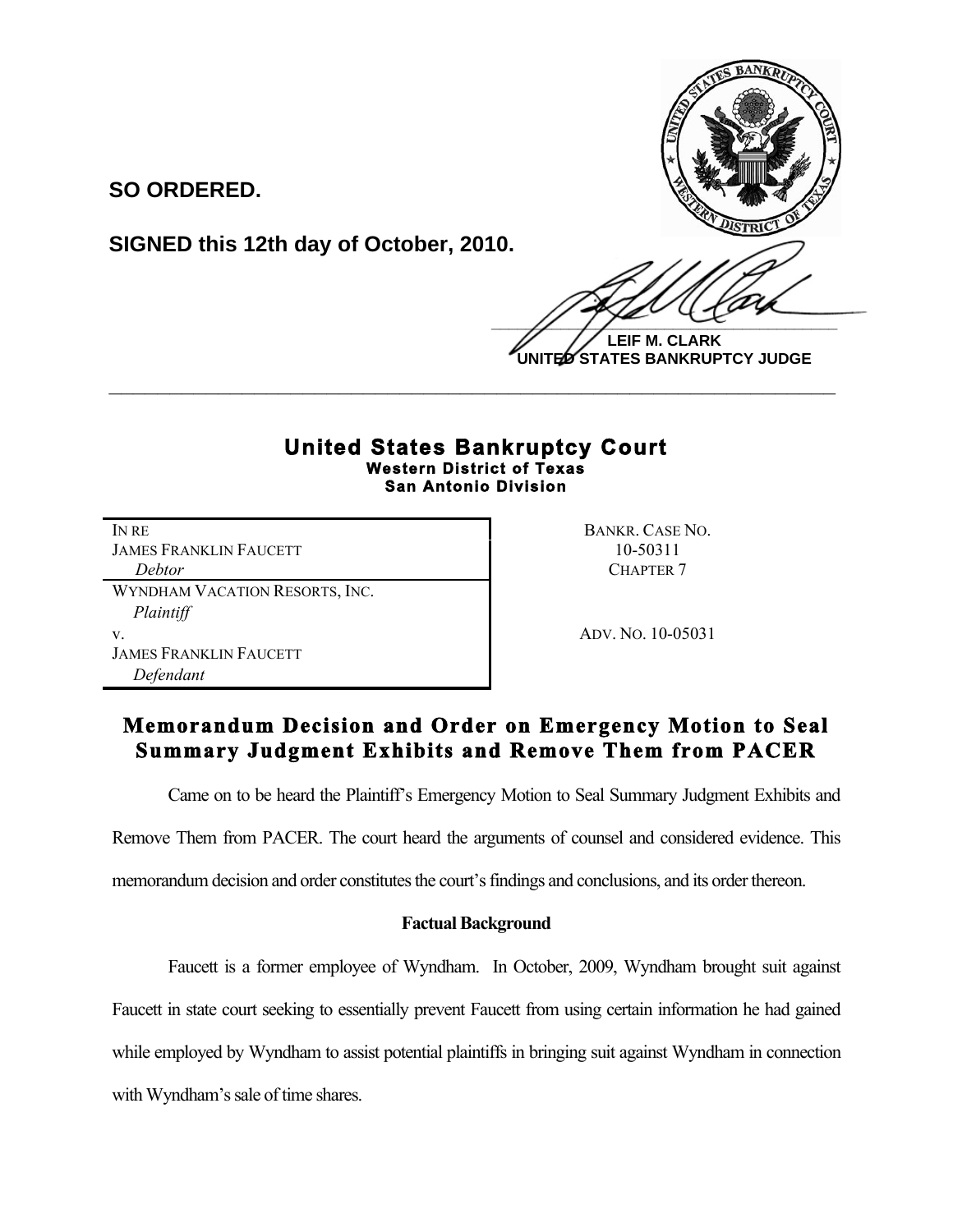**SO ORDERED.**

**SIGNED this 12th day of October, 2010.**

**LEIF M. CLARK**
**UNITED STATES BANKRUPTCY JUDGE**

---

# United States Bankruptcy Court
**Western District of Texas**
**San Antonio Division**

| | |
|---|---|
| IN RE<br>JAMES FRANKLIN FAUCETT<br>*Debtor* | BANKR. CASE NO.<br>10-50311<br>CHAPTER 7 |
| WYNDHAM VACATION RESORTS, INC.<br>*Plaintiff*<br>v.<br>JAMES FRANKLIN FAUCETT<br>*Defendant* | ADV. NO. 10-05031 |

## Memorandum Decision and Order on Emergency Motion to Seal Summary Judgment Exhibits and Remove Them from PACER

Came on to be heard the Plaintiff's Emergency Motion to Seal Summary Judgment Exhibits and Remove Them from PACER. The court heard the arguments of counsel and considered evidence. This memorandum decision and order constitutes the court's findings and conclusions, and its order thereon.

### Factual Background

Faucett is a former employee of Wyndham. In October, 2009, Wyndham brought suit against Faucett in state court seeking to essentially prevent Faucett from using certain information he had gained while employed by Wyndham to assist potential plaintiffs in bringing suit against Wyndham in connection with Wyndham's sale of time shares.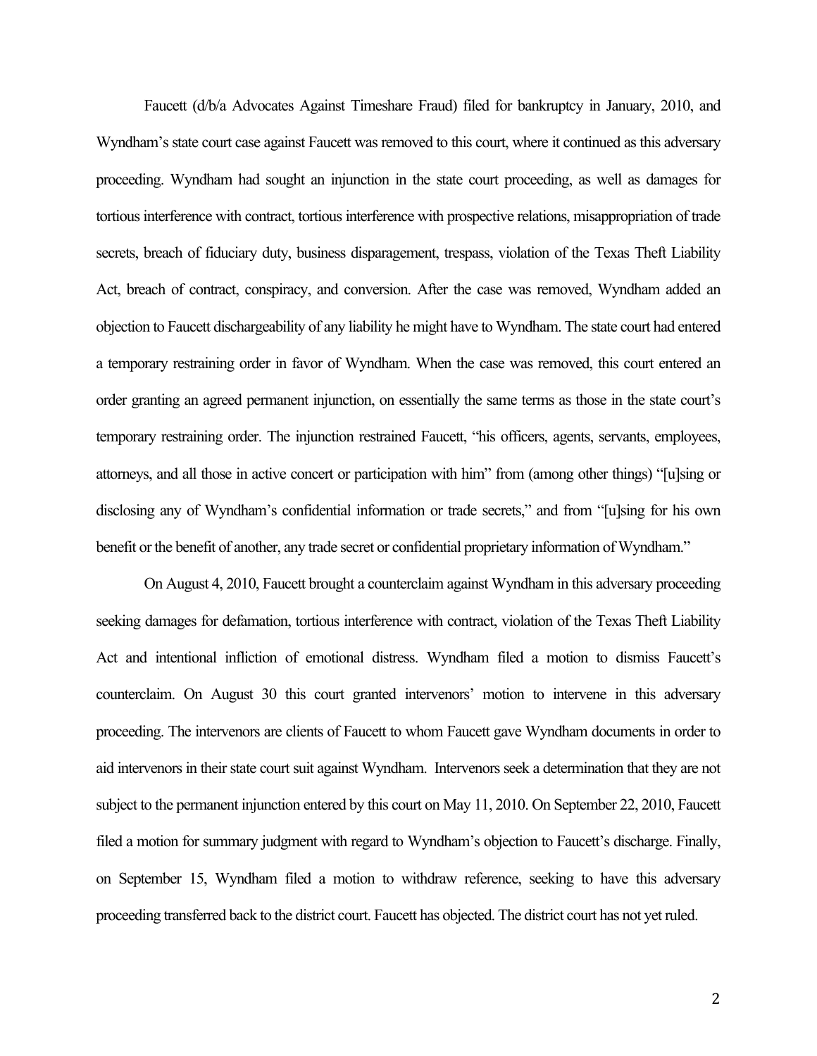Faucett (d/b/a Advocates Against Timeshare Fraud) filed for bankruptcy in January, 2010, and Wyndham's state court case against Faucett was removed to this court, where it continued as this adversary proceeding. Wyndham had sought an injunction in the state court proceeding, as well as damages for tortious interference with contract, tortious interference with prospective relations, misappropriation of trade secrets, breach of fiduciary duty, business disparagement, trespass, violation of the Texas Theft Liability Act, breach of contract, conspiracy, and conversion. After the case was removed, Wyndham added an objection to Faucett dischargeability of any liability he might have to Wyndham. The state court had entered a temporary restraining order in favor of Wyndham. When the case was removed, this court entered an order granting an agreed permanent injunction, on essentially the same terms as those in the state court's temporary restraining order. The injunction restrained Faucett, "his officers, agents, servants, employees, attorneys, and all those in active concert or participation with him" from (among other things) "[u]sing or disclosing any of Wyndham's confidential information or trade secrets," and from "[u]sing for his own benefit or the benefit of another, any trade secret or confidential proprietary information of Wyndham."

On August 4, 2010, Faucett brought a counterclaim against Wyndham in this adversary proceeding seeking damages for defamation, tortious interference with contract, violation of the Texas Theft Liability Act and intentional infliction of emotional distress. Wyndham filed a motion to dismiss Faucett's counterclaim. On August 30 this court granted intervenors' motion to intervene in this adversary proceeding. The intervenors are clients of Faucett to whom Faucett gave Wyndham documents in order to aid intervenors in their state court suit against Wyndham. Intervenors seek a determination that they are not subject to the permanent injunction entered by this court on May 11, 2010. On September 22, 2010, Faucett filed a motion for summary judgment with regard to Wyndham's objection to Faucett's discharge. Finally, on September 15, Wyndham filed a motion to withdraw reference, seeking to have this adversary proceeding transferred back to the district court. Faucett has objected. The district court has not yet ruled.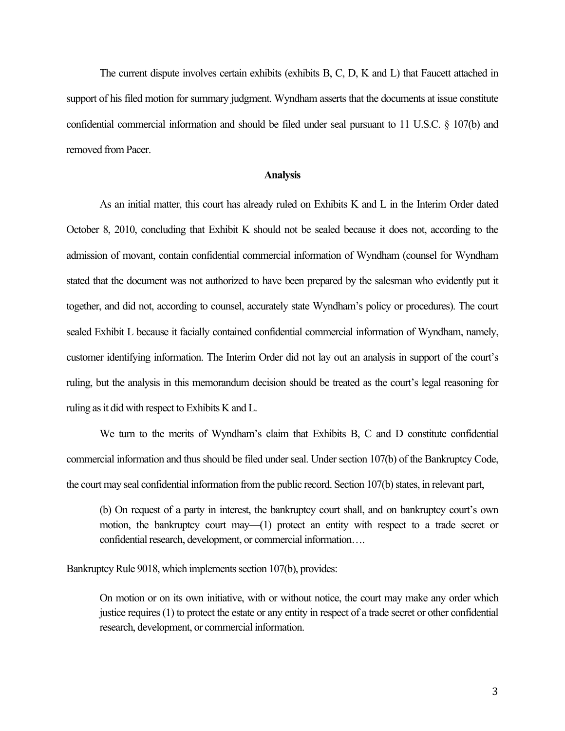The current dispute involves certain exhibits (exhibits B, C, D, K and L) that Faucett attached in support of his filed motion for summary judgment. Wyndham asserts that the documents at issue constitute confidential commercial information and should be filed under seal pursuant to 11 U.S.C. § 107(b) and removed from Pacer.

**Analysis**

As an initial matter, this court has already ruled on Exhibits K and L in the Interim Order dated October 8, 2010, concluding that Exhibit K should not be sealed because it does not, according to the admission of movant, contain confidential commercial information of Wyndham (counsel for Wyndham stated that the document was not authorized to have been prepared by the salesman who evidently put it together, and did not, according to counsel, accurately state Wyndham's policy or procedures). The court sealed Exhibit L because it facially contained confidential commercial information of Wyndham, namely, customer identifying information. The Interim Order did not lay out an analysis in support of the court's ruling, but the analysis in this memorandum decision should be treated as the court's legal reasoning for ruling as it did with respect to Exhibits K and L.

We turn to the merits of Wyndham's claim that Exhibits B, C and D constitute confidential commercial information and thus should be filed under seal. Under section 107(b) of the Bankruptcy Code, the court may seal confidential information from the public record. Section 107(b) states, in relevant part,

> (b) On request of a party in interest, the bankruptcy court shall, and on bankruptcy court's own motion, the bankruptcy court may—(1) protect an entity with respect to a trade secret or confidential research, development, or commercial information….

Bankruptcy Rule 9018, which implements section 107(b), provides:

> On motion or on its own initiative, with or without notice, the court may make any order which justice requires (1) to protect the estate or any entity in respect of a trade secret or other confidential research, development, or commercial information.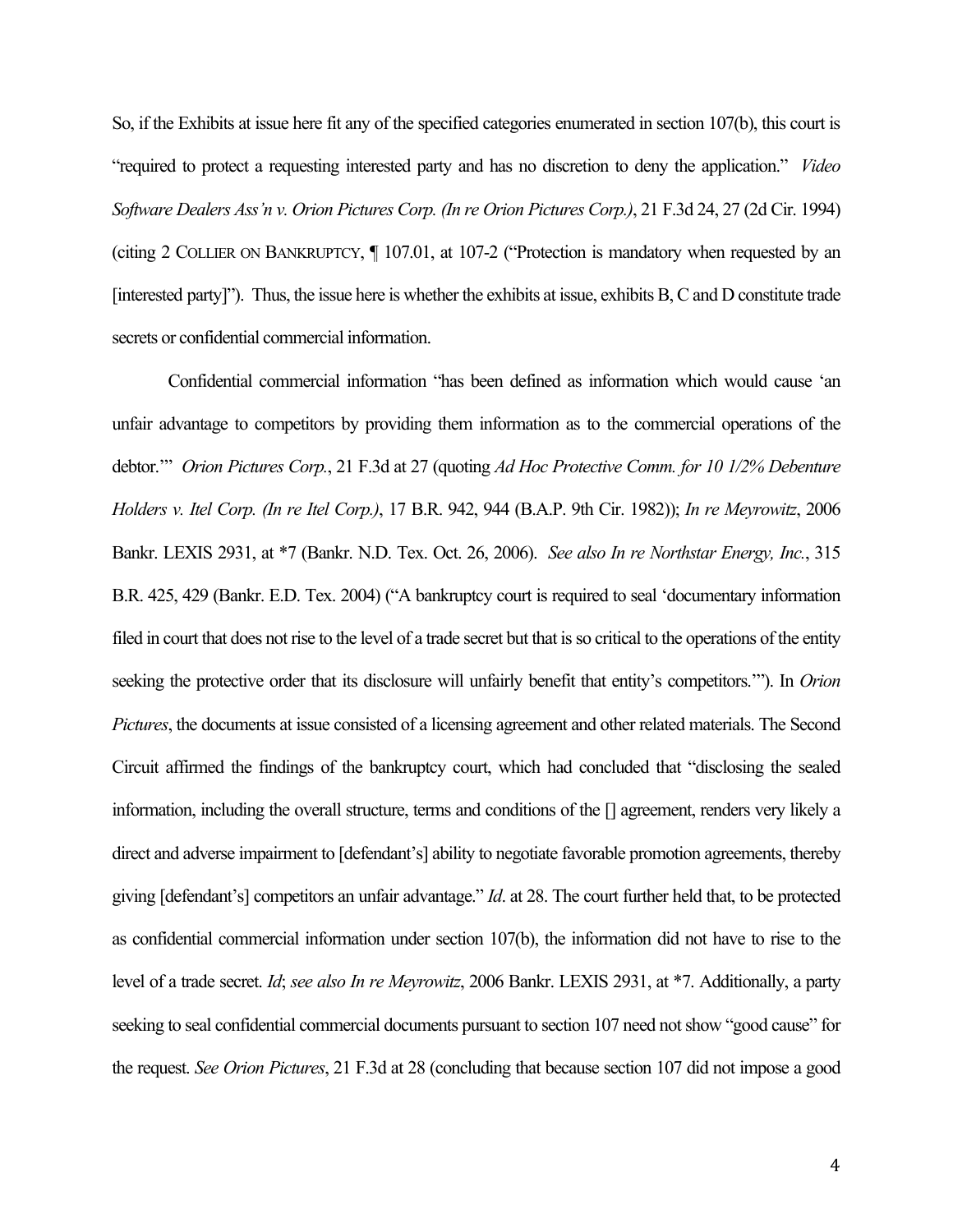So, if the Exhibits at issue here fit any of the specified categories enumerated in section 107(b), this court is "required to protect a requesting interested party and has no discretion to deny the application." *Video Software Dealers Ass'n v. Orion Pictures Corp. (In re Orion Pictures Corp.)*, 21 F.3d 24, 27 (2d Cir. 1994) (citing 2 COLLIER ON BANKRUPTCY, ¶ 107.01, at 107-2 ("Protection is mandatory when requested by an [interested party]"). Thus, the issue here is whether the exhibits at issue, exhibits B, C and D constitute trade secrets or confidential commercial information.

Confidential commercial information "has been defined as information which would cause 'an unfair advantage to competitors by providing them information as to the commercial operations of the debtor.'" *Orion Pictures Corp.*, 21 F.3d at 27 (quoting *Ad Hoc Protective Comm. for 10 1/2% Debenture Holders v. Itel Corp. (In re Itel Corp.)*, 17 B.R. 942, 944 (B.A.P. 9th Cir. 1982)); *In re Meyrowitz*, 2006 Bankr. LEXIS 2931, at *7 (Bankr. N.D. Tex. Oct. 26, 2006). *See also In re Northstar Energy, Inc.*, 315 B.R. 425, 429 (Bankr. E.D. Tex. 2004) ("A bankruptcy court is required to seal 'documentary information filed in court that does not rise to the level of a trade secret but that is so critical to the operations of the entity seeking the protective order that its disclosure will unfairly benefit that entity's competitors.'"). In *Orion Pictures*, the documents at issue consisted of a licensing agreement and other related materials. The Second Circuit affirmed the findings of the bankruptcy court, which had concluded that "disclosing the sealed information, including the overall structure, terms and conditions of the [] agreement, renders very likely a direct and adverse impairment to [defendant's] ability to negotiate favorable promotion agreements, thereby giving [defendant's] competitors an unfair advantage." *Id*. at 28. The court further held that, to be protected as confidential commercial information under section 107(b), the information did not have to rise to the level of a trade secret. *Id*; *see also In re Meyrowitz*, 2006 Bankr. LEXIS 2931, at *7. Additionally, a party seeking to seal confidential commercial documents pursuant to section 107 need not show "good cause" for the request. *See Orion Pictures*, 21 F.3d at 28 (concluding that because section 107 did not impose a good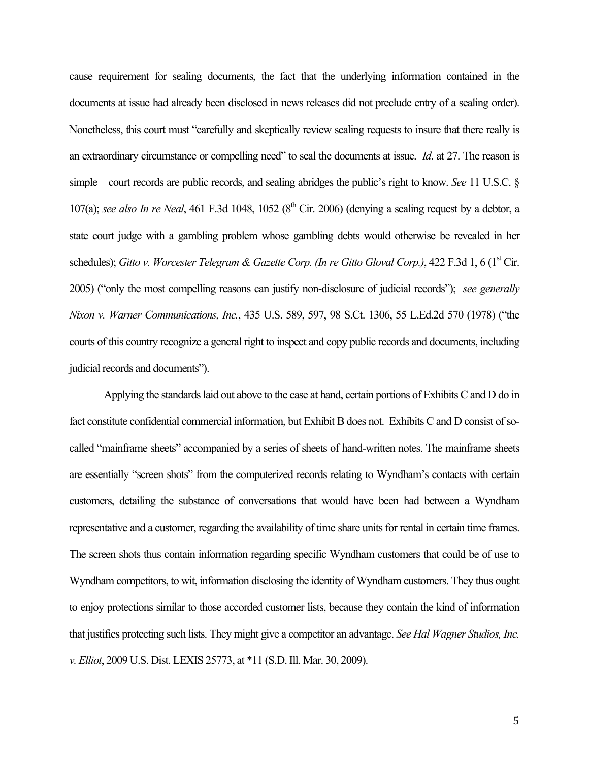cause requirement for sealing documents, the fact that the underlying information contained in the documents at issue had already been disclosed in news releases did not preclude entry of a sealing order). Nonetheless, this court must "carefully and skeptically review sealing requests to insure that there really is an extraordinary circumstance or compelling need" to seal the documents at issue. *Id*. at 27. The reason is simple – court records are public records, and sealing abridges the public's right to know. *See* 11 U.S.C. § 107(a); *see also In re Neal*, 461 F.3d 1048, 1052 (8th Cir. 2006) (denying a sealing request by a debtor, a state court judge with a gambling problem whose gambling debts would otherwise be revealed in her schedules); *Gitto v. Worcester Telegram & Gazette Corp. (In re Gitto Gloval Corp.)*, 422 F.3d 1, 6 (1st Cir. 2005) ("only the most compelling reasons can justify non-disclosure of judicial records"); *see generally Nixon v. Warner Communications, Inc.*, 435 U.S. 589, 597, 98 S.Ct. 1306, 55 L.Ed.2d 570 (1978) ("the courts of this country recognize a general right to inspect and copy public records and documents, including judicial records and documents").

Applying the standards laid out above to the case at hand, certain portions of Exhibits C and D do in fact constitute confidential commercial information, but Exhibit B does not. Exhibits C and D consist of so-called "mainframe sheets" accompanied by a series of sheets of hand-written notes. The mainframe sheets are essentially "screen shots" from the computerized records relating to Wyndham's contacts with certain customers, detailing the substance of conversations that would have been had between a Wyndham representative and a customer, regarding the availability of time share units for rental in certain time frames. The screen shots thus contain information regarding specific Wyndham customers that could be of use to Wyndham competitors, to wit, information disclosing the identity of Wyndham customers. They thus ought to enjoy protections similar to those accorded customer lists, because they contain the kind of information that justifies protecting such lists. They might give a competitor an advantage. *See Hal Wagner Studios, Inc. v. Elliot*, 2009 U.S. Dist. LEXIS 25773, at *11 (S.D. Ill. Mar. 30, 2009).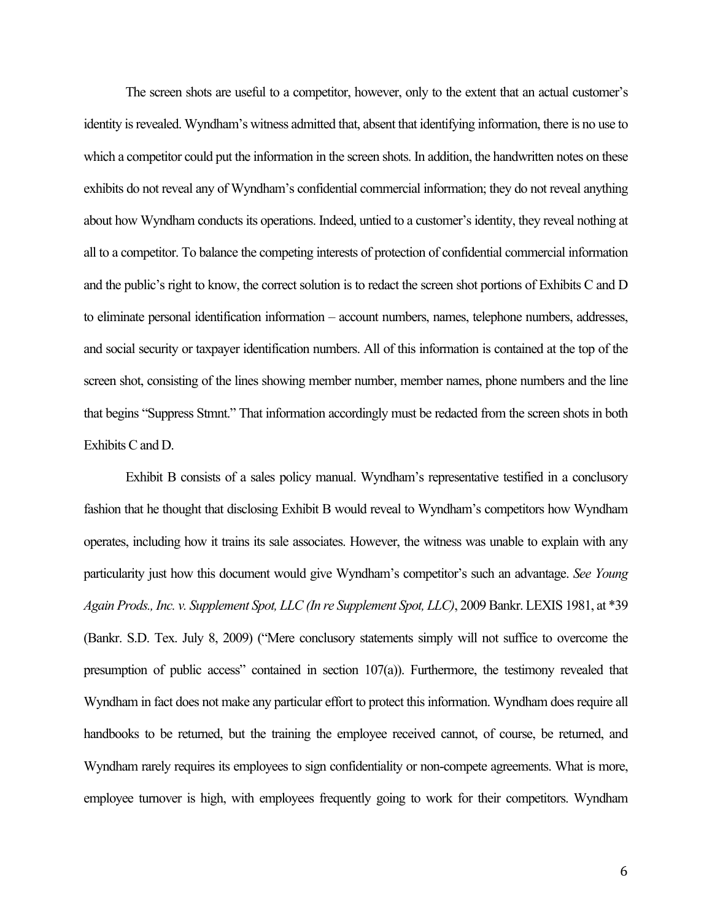The screen shots are useful to a competitor, however, only to the extent that an actual customer's identity is revealed. Wyndham's witness admitted that, absent that identifying information, there is no use to which a competitor could put the information in the screen shots. In addition, the handwritten notes on these exhibits do not reveal any of Wyndham's confidential commercial information; they do not reveal anything about how Wyndham conducts its operations. Indeed, untied to a customer's identity, they reveal nothing at all to a competitor. To balance the competing interests of protection of confidential commercial information and the public's right to know, the correct solution is to redact the screen shot portions of Exhibits C and D to eliminate personal identification information – account numbers, names, telephone numbers, addresses, and social security or taxpayer identification numbers. All of this information is contained at the top of the screen shot, consisting of the lines showing member number, member names, phone numbers and the line that begins "Suppress Stmnt." That information accordingly must be redacted from the screen shots in both Exhibits C and D.

Exhibit B consists of a sales policy manual. Wyndham's representative testified in a conclusory fashion that he thought that disclosing Exhibit B would reveal to Wyndham's competitors how Wyndham operates, including how it trains its sale associates. However, the witness was unable to explain with any particularity just how this document would give Wyndham's competitor's such an advantage. *See Young Again Prods., Inc. v. Supplement Spot, LLC (In re Supplement Spot, LLC)*, 2009 Bankr. LEXIS 1981, at *39 (Bankr. S.D. Tex. July 8, 2009) ("Mere conclusory statements simply will not suffice to overcome the presumption of public access" contained in section 107(a)). Furthermore, the testimony revealed that Wyndham in fact does not make any particular effort to protect this information. Wyndham does require all handbooks to be returned, but the training the employee received cannot, of course, be returned, and Wyndham rarely requires its employees to sign confidentiality or non-compete agreements. What is more, employee turnover is high, with employees frequently going to work for their competitors. Wyndham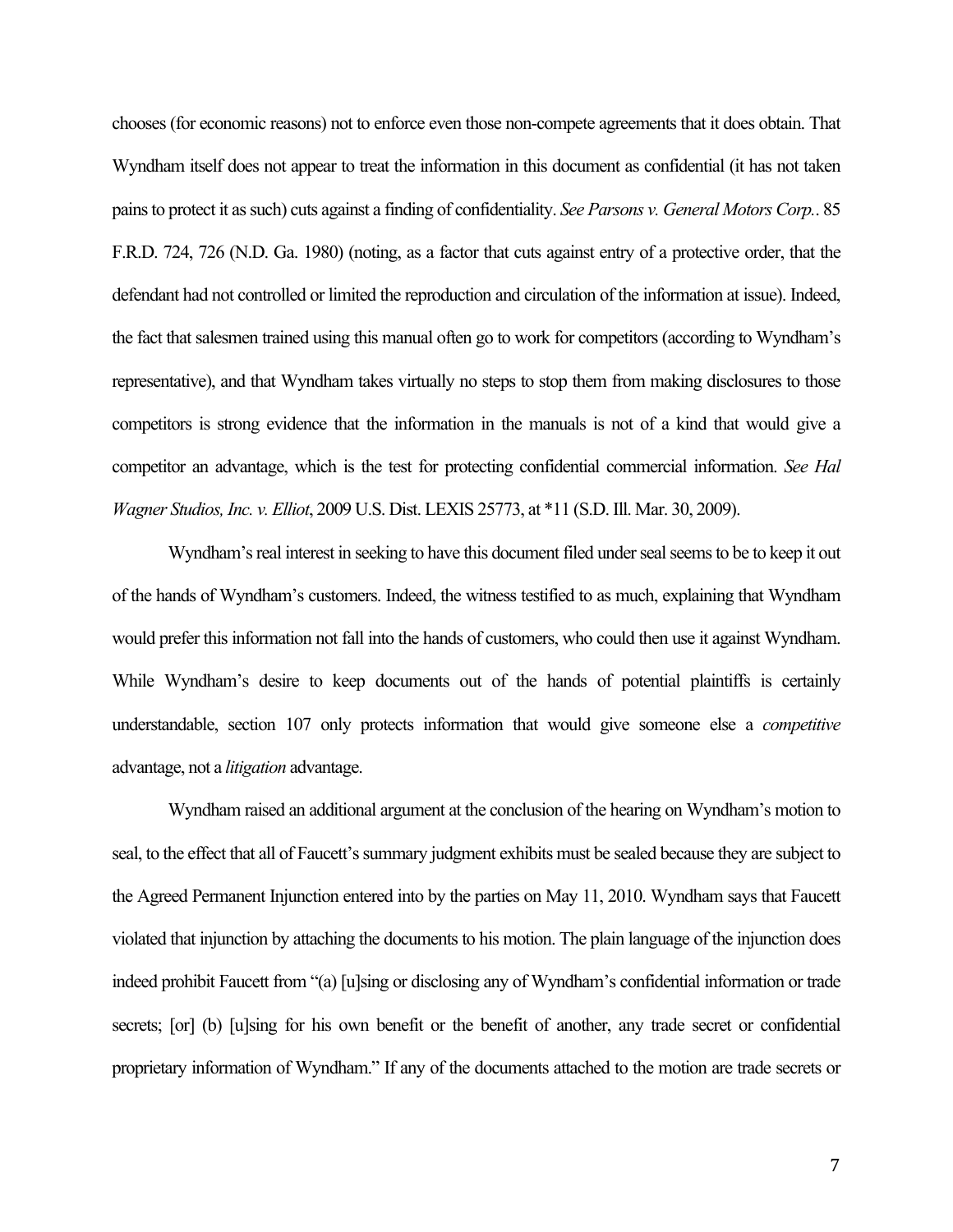chooses (for economic reasons) not to enforce even those non-compete agreements that it does obtain. That Wyndham itself does not appear to treat the information in this document as confidential (it has not taken pains to protect it as such) cuts against a finding of confidentiality. *See Parsons v. General Motors Corp.*. 85 F.R.D. 724, 726 (N.D. Ga. 1980) (noting, as a factor that cuts against entry of a protective order, that the defendant had not controlled or limited the reproduction and circulation of the information at issue). Indeed, the fact that salesmen trained using this manual often go to work for competitors (according to Wyndham's representative), and that Wyndham takes virtually no steps to stop them from making disclosures to those competitors is strong evidence that the information in the manuals is not of a kind that would give a competitor an advantage, which is the test for protecting confidential commercial information. *See Hal Wagner Studios, Inc. v. Elliot*, 2009 U.S. Dist. LEXIS 25773, at *11 (S.D. Ill. Mar. 30, 2009).

Wyndham's real interest in seeking to have this document filed under seal seems to be to keep it out of the hands of Wyndham's customers. Indeed, the witness testified to as much, explaining that Wyndham would prefer this information not fall into the hands of customers, who could then use it against Wyndham. While Wyndham's desire to keep documents out of the hands of potential plaintiffs is certainly understandable, section 107 only protects information that would give someone else a *competitive* advantage, not a *litigation* advantage.

Wyndham raised an additional argument at the conclusion of the hearing on Wyndham's motion to seal, to the effect that all of Faucett's summary judgment exhibits must be sealed because they are subject to the Agreed Permanent Injunction entered into by the parties on May 11, 2010. Wyndham says that Faucett violated that injunction by attaching the documents to his motion. The plain language of the injunction does indeed prohibit Faucett from "(a) [u]sing or disclosing any of Wyndham's confidential information or trade secrets; [or] (b) [u]sing for his own benefit or the benefit of another, any trade secret or confidential proprietary information of Wyndham." If any of the documents attached to the motion are trade secrets or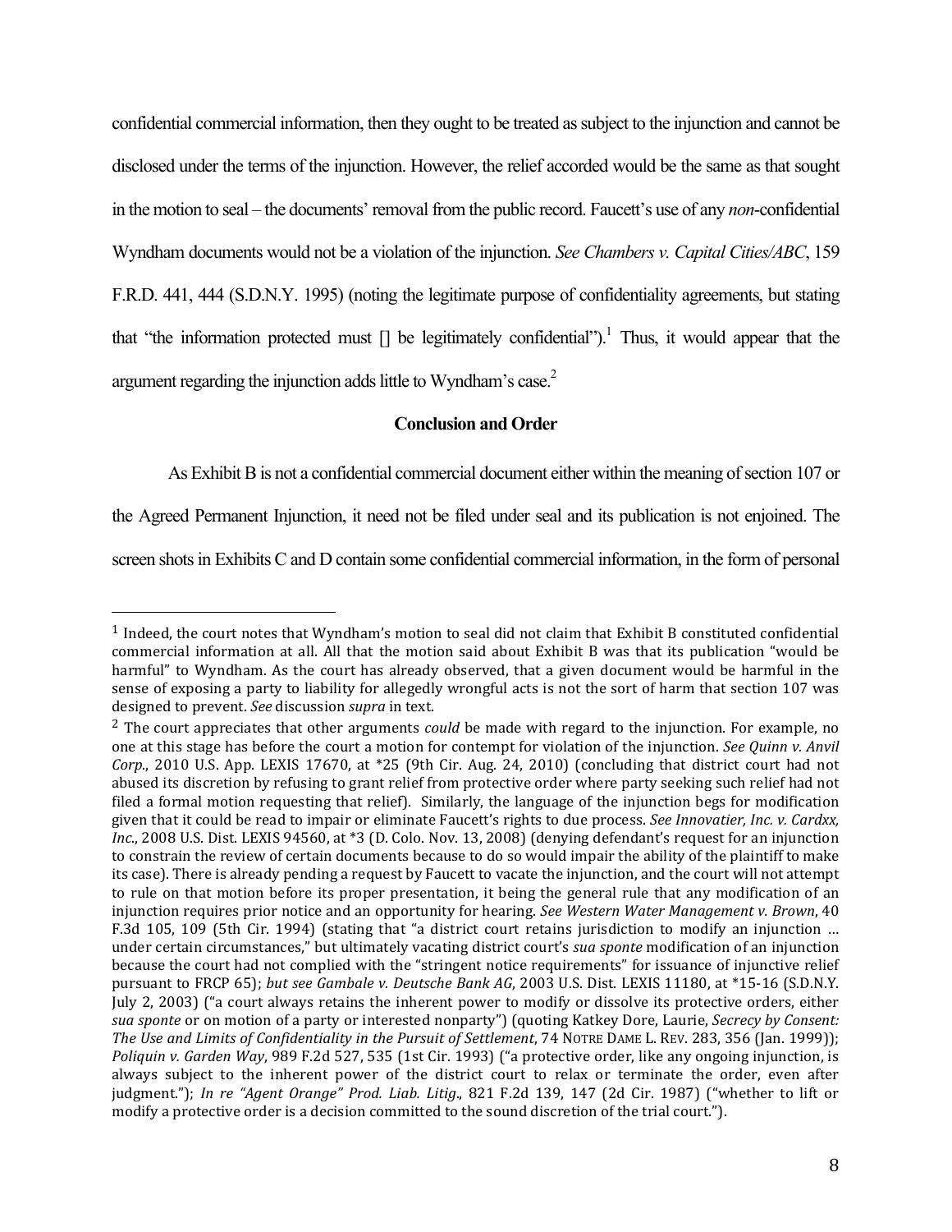confidential commercial information, then they ought to be treated as subject to the injunction and cannot be disclosed under the terms of the injunction. However, the relief accorded would be the same as that sought in the motion to seal – the documents' removal from the public record. Faucett's use of any *non*-confidential Wyndham documents would not be a violation of the injunction. *See Chambers v. Capital Cities/ABC*, 159 F.R.D. 441, 444 (S.D.N.Y. 1995) (noting the legitimate purpose of confidentiality agreements, but stating that "the information protected must [] be legitimately confidential").[1] Thus, it would appear that the argument regarding the injunction adds little to Wyndham's case.[2]

**Conclusion and Order**

As Exhibit B is not a confidential commercial document either within the meaning of section 107 or the Agreed Permanent Injunction, it need not be filed under seal and its publication is not enjoined. The screen shots in Exhibits C and D contain some confidential commercial information, in the form of personal

---

[1] Indeed, the court notes that Wyndham's motion to seal did not claim that Exhibit B constituted confidential commercial information at all. All that the motion said about Exhibit B was that its publication "would be harmful" to Wyndham. As the court has already observed, that a given document would be harmful in the sense of exposing a party to liability for allegedly wrongful acts is not the sort of harm that section 107 was designed to prevent. *See* discussion *supra* in text.

[2] The court appreciates that other arguments *could* be made with regard to the injunction. For example, no one at this stage has before the court a motion for contempt for violation of the injunction. *See Quinn v. Anvil Corp*., 2010 U.S. App. LEXIS 17670, at \*25 (9th Cir. Aug. 24, 2010) (concluding that district court had not abused its discretion by refusing to grant relief from protective order where party seeking such relief had not filed a formal motion requesting that relief). Similarly, the language of the injunction begs for modification given that it could be read to impair or eliminate Faucett's rights to due process. *See Innovatier, Inc. v. Cardxx, Inc*., 2008 U.S. Dist. LEXIS 94560, at \*3 (D. Colo. Nov. 13, 2008) (denying defendant's request for an injunction to constrain the review of certain documents because to do so would impair the ability of the plaintiff to make its case). There is already pending a request by Faucett to vacate the injunction, and the court will not attempt to rule on that motion before its proper presentation, it being the general rule that any modification of an injunction requires prior notice and an opportunity for hearing. *See Western Water Management v. Brown*, 40 F.3d 105, 109 (5th Cir. 1994) (stating that "a district court retains jurisdiction to modify an injunction … under certain circumstances," but ultimately vacating district court's *sua sponte* modification of an injunction because the court had not complied with the "stringent notice requirements" for issuance of injunctive relief pursuant to FRCP 65); *but see Gambale v. Deutsche Bank AG*, 2003 U.S. Dist. LEXIS 11180, at \*15-16 (S.D.N.Y. July 2, 2003) ("a court always retains the inherent power to modify or dissolve its protective orders, either *sua sponte* or on motion of a party or interested nonparty") (quoting Katkey Dore, Laurie, *Secrecy by Consent: The Use and Limits of Confidentiality in the Pursuit of Settlement*, 74 NOTRE DAME L. REV. 283, 356 (Jan. 1999)); *Poliquin v. Garden Way*, 989 F.2d 527, 535 (1st Cir. 1993) ("a protective order, like any ongoing injunction, is always subject to the inherent power of the district court to relax or terminate the order, even after judgment."); *In re "Agent Orange" Prod. Liab. Litig*., 821 F.2d 139, 147 (2d Cir. 1987) ("whether to lift or modify a protective order is a decision committed to the sound discretion of the trial court.").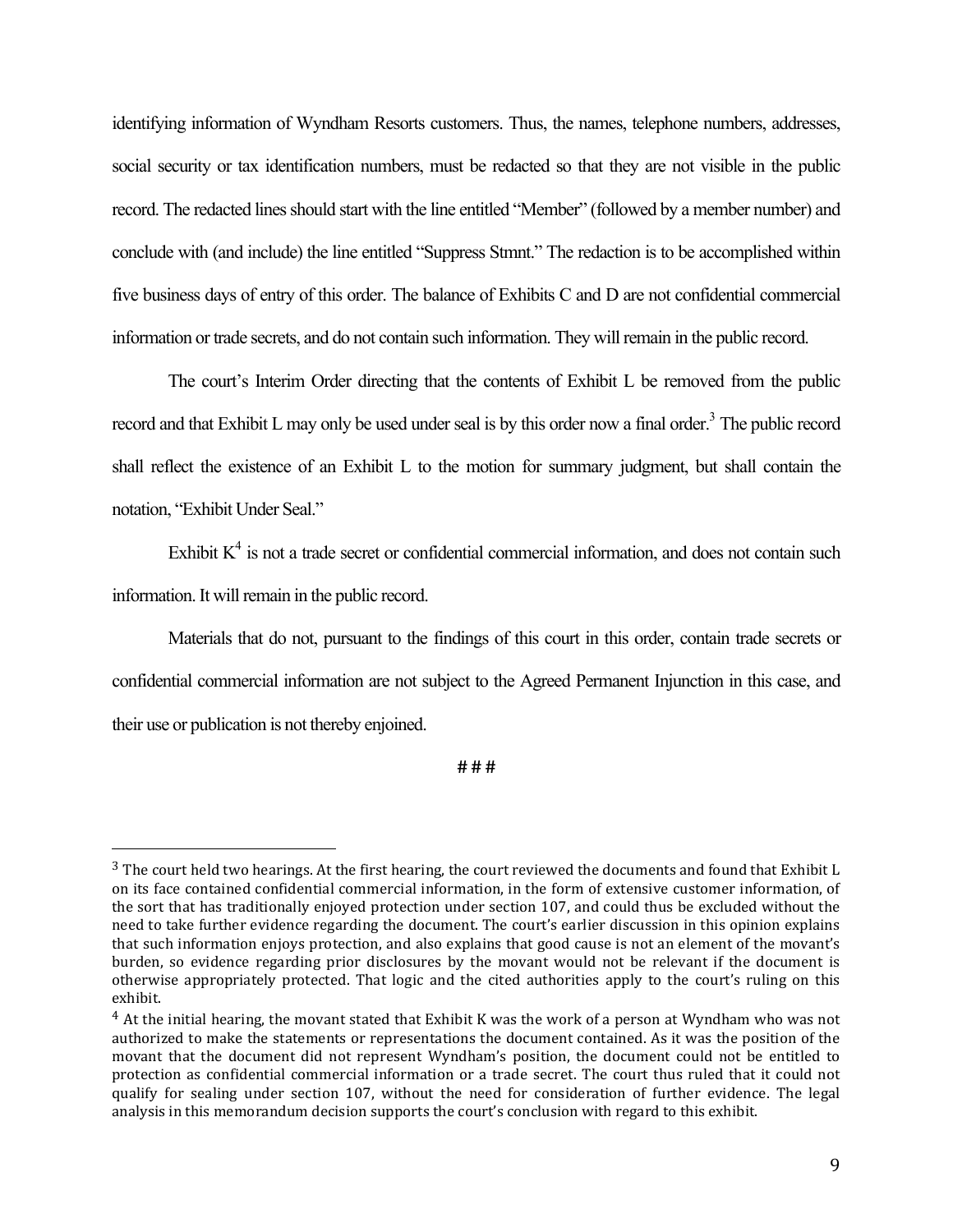identifying information of Wyndham Resorts customers. Thus, the names, telephone numbers, addresses, social security or tax identification numbers, must be redacted so that they are not visible in the public record. The redacted lines should start with the line entitled "Member" (followed by a member number) and conclude with (and include) the line entitled "Suppress Stmnt." The redaction is to be accomplished within five business days of entry of this order. The balance of Exhibits C and D are not confidential commercial information or trade secrets, and do not contain such information. They will remain in the public record.

The court's Interim Order directing that the contents of Exhibit L be removed from the public record and that Exhibit L may only be used under seal is by this order now a final order.[3] The public record shall reflect the existence of an Exhibit L to the motion for summary judgment, but shall contain the notation, "Exhibit Under Seal."

Exhibit K[4] is not a trade secret or confidential commercial information, and does not contain such information. It will remain in the public record.

Materials that do not, pursuant to the findings of this court in this order, contain trade secrets or confidential commercial information are not subject to the Agreed Permanent Injunction in this case, and their use or publication is not thereby enjoined.

# # #

---

[3] The court held two hearings. At the first hearing, the court reviewed the documents and found that Exhibit L on its face contained confidential commercial information, in the form of extensive customer information, of the sort that has traditionally enjoyed protection under section 107, and could thus be excluded without the need to take further evidence regarding the document. The court's earlier discussion in this opinion explains that such information enjoys protection, and also explains that good cause is not an element of the movant's burden, so evidence regarding prior disclosures by the movant would not be relevant if the document is otherwise appropriately protected. That logic and the cited authorities apply to the court's ruling on this exhibit.

[4] At the initial hearing, the movant stated that Exhibit K was the work of a person at Wyndham who was not authorized to make the statements or representations the document contained. As it was the position of the movant that the document did not represent Wyndham's position, the document could not be entitled to protection as confidential commercial information or a trade secret. The court thus ruled that it could not qualify for sealing under section 107, without the need for consideration of further evidence. The legal analysis in this memorandum decision supports the court's conclusion with regard to this exhibit.